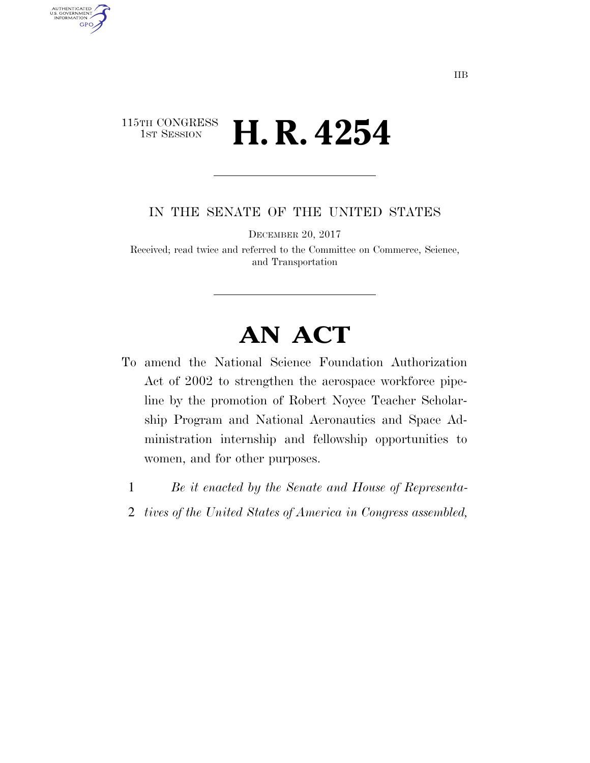IIB

115TH CONGRESS
1ST SESSION

# H. R. 4254

IN THE SENATE OF THE UNITED STATES

DECEMBER 20, 2017

Received; read twice and referred to the Committee on Commerce, Science, and Transportation

# AN ACT

To amend the National Science Foundation Authorization Act of 2002 to strengthen the aerospace workforce pipeline by the promotion of Robert Noyce Teacher Scholarship Program and National Aeronautics and Space Administration internship and fellowship opportunities to women, and for other purposes.

1 *Be it enacted by the Senate and House of Representa-*
2 *tives of the United States of America in Congress assembled,*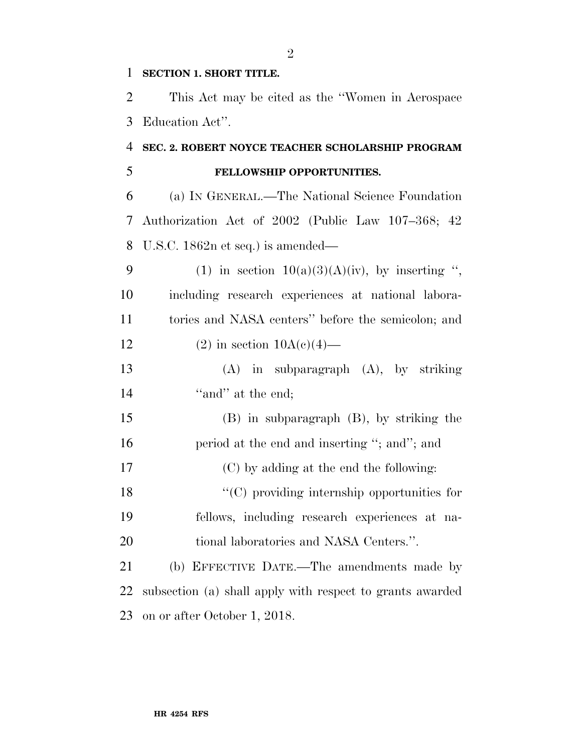**SECTION 1. SHORT TITLE.**

This Act may be cited as the ''Women in Aerospace Education Act''.

**SEC. 2. ROBERT NOYCE TEACHER SCHOLARSHIP PROGRAM FELLOWSHIP OPPORTUNITIES.**

(a) IN GENERAL.—The National Science Foundation Authorization Act of 2002 (Public Law 107–368; 42 U.S.C. 1862n et seq.) is amended—

(1) in section 10(a)(3)(A)(iv), by inserting '', including research experiences at national laboratories and NASA centers'' before the semicolon; and

(2) in section 10A(c)(4)—

(A) in subparagraph (A), by striking ''and'' at the end;

(B) in subparagraph (B), by striking the period at the end and inserting ''; and''; and

(C) by adding at the end the following:

''(C) providing internship opportunities for fellows, including research experiences at national laboratories and NASA Centers.''.

(b) EFFECTIVE DATE.—The amendments made by subsection (a) shall apply with respect to grants awarded on or after October 1, 2018.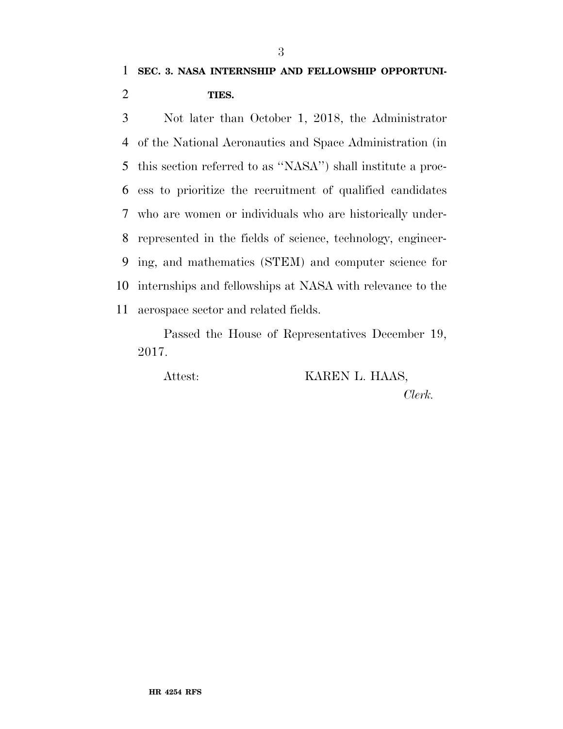**SEC. 3. NASA INTERNSHIP AND FELLOWSHIP OPPORTUNITIES.**

Not later than October 1, 2018, the Administrator of the National Aeronautics and Space Administration (in this section referred to as ''NASA'') shall institute a process to prioritize the recruitment of qualified candidates who are women or individuals who are historically underrepresented in the fields of science, technology, engineering, and mathematics (STEM) and computer science for internships and fellowships at NASA with relevance to the aerospace sector and related fields.

Passed the House of Representatives December 19, 2017.

Attest: KAREN L. HAAS,

*Clerk.*